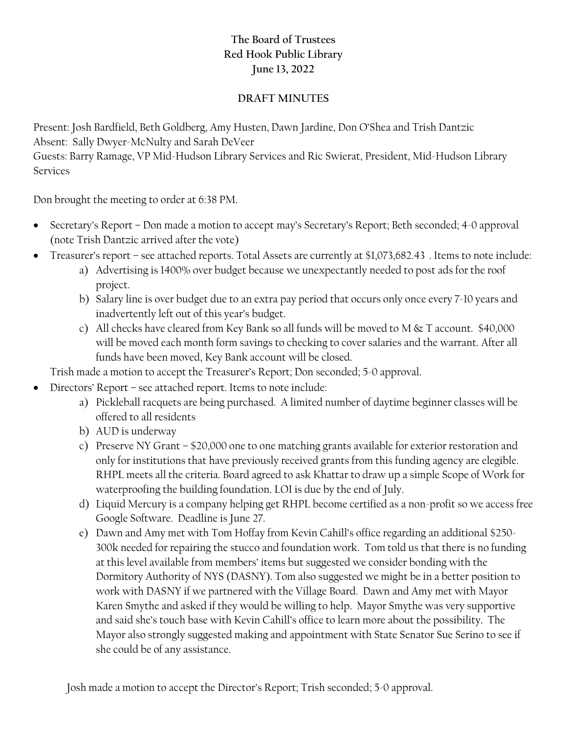**The Board of Trustees**
**Red Hook Public Library**
**June 13, 2022**

**DRAFT MINUTES**

Present: Josh Bardfield, Beth Goldberg, Amy Husten, Dawn Jardine, Don O'Shea and Trish Dantzic
Absent: Sally Dwyer-McNulty and Sarah DeVeer
Guests: Barry Ramage, VP Mid-Hudson Library Services and Ric Swierat, President, Mid-Hudson Library Services

Don brought the meeting to order at 6:38 PM.

- Secretary's Report – Don made a motion to accept may's Secretary's Report; Beth seconded; 4-0 approval (note Trish Dantzic arrived after the vote)
- Treasurer's report – see attached reports. Total Assets are currently at $1,073,682.43 . Items to note include:
    a) Advertising is 1400% over budget because we unexpectantly needed to post ads for the roof project.
    b) Salary line is over budget due to an extra pay period that occurs only once every 7-10 years and inadvertently left out of this year's budget.
    c) All checks have cleared from Key Bank so all funds will be moved to M & T account. $40,000 will be moved each month form savings to checking to cover salaries and the warrant. After all funds have been moved, Key Bank account will be closed.

  Trish made a motion to accept the Treasurer's Report; Don seconded; 5-0 approval.
- Directors' Report – see attached report. Items to note include:
    a) Pickleball racquets are being purchased. A limited number of daytime beginner classes will be offered to all residents
    b) AUD is underway
    c) Preserve NY Grant – $20,000 one to one matching grants available for exterior restoration and only for institutions that have previously received grants from this funding agency are elegible. RHPL meets all the criteria. Board agreed to ask Khattar to draw up a simple Scope of Work for waterproofing the building foundation. LOI is due by the end of July.
    d) Liquid Mercury is a company helping get RHPL become certified as a non-profit so we access free Google Software. Deadline is June 27.
    e) Dawn and Amy met with Tom Hoffay from Kevin Cahill's office regarding an additional $250-300k needed for repairing the stucco and foundation work. Tom told us that there is no funding at this level available from members' items but suggested we consider bonding with the Dormitory Authority of NYS (DASNY). Tom also suggested we might be in a better position to work with DASNY if we partnered with the Village Board. Dawn and Amy met with Mayor Karen Smythe and asked if they would be willing to help. Mayor Smythe was very supportive and said she's touch base with Kevin Cahill's office to learn more about the possibility. The Mayor also strongly suggested making and appointment with State Senator Sue Serino to see if she could be of any assistance.

  Josh made a motion to accept the Director's Report; Trish seconded; 5-0 approval.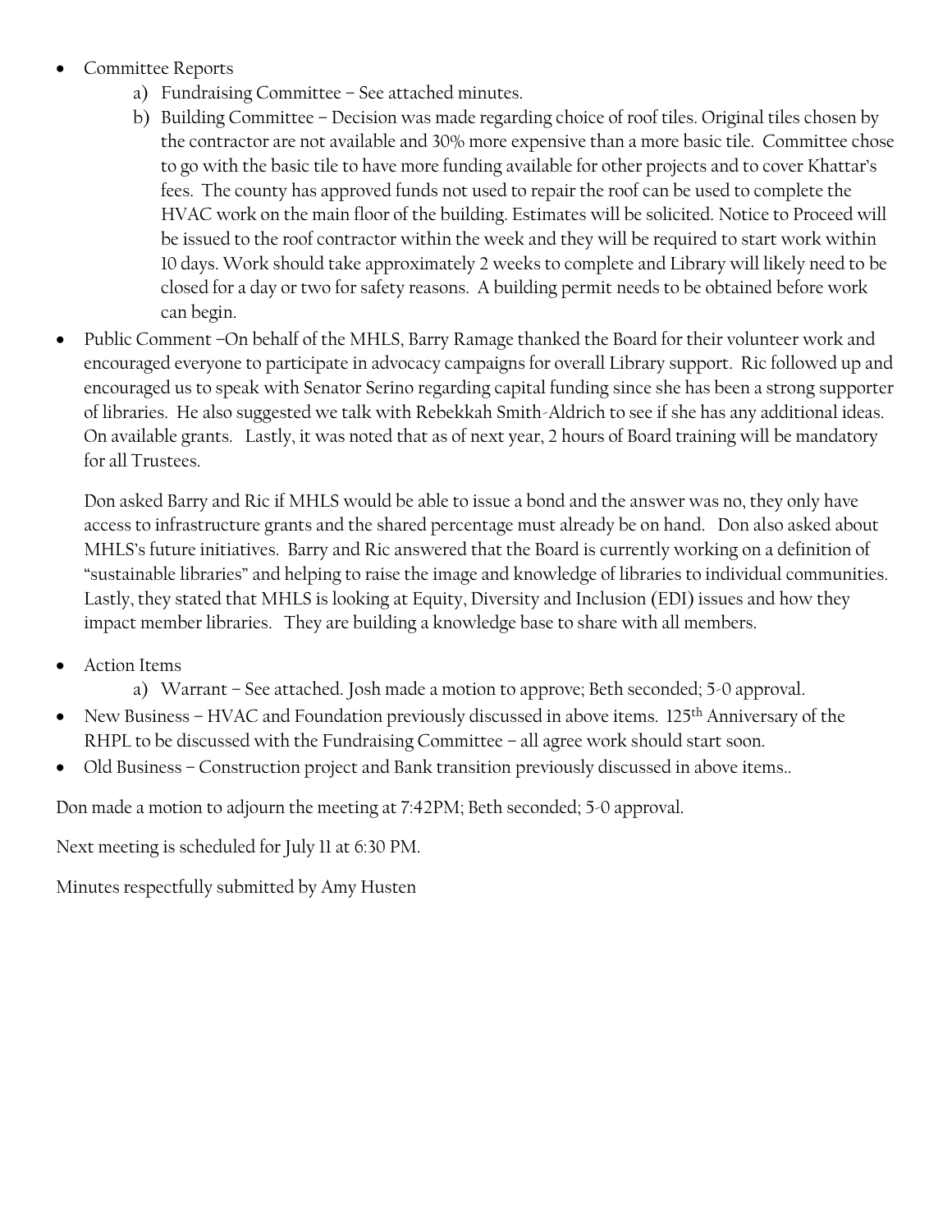- Committee Reports
  a) Fundraising Committee – See attached minutes.
  b) Building Committee – Decision was made regarding choice of roof tiles. Original tiles chosen by the contractor are not available and 30% more expensive than a more basic tile. Committee chose to go with the basic tile to have more funding available for other projects and to cover Khattar's fees. The county has approved funds not used to repair the roof can be used to complete the HVAC work on the main floor of the building. Estimates will be solicited. Notice to Proceed will be issued to the roof contractor within the week and they will be required to start work within 10 days. Work should take approximately 2 weeks to complete and Library will likely need to be closed for a day or two for safety reasons. A building permit needs to be obtained before work can begin.
- Public Comment –On behalf of the MHLS, Barry Ramage thanked the Board for their volunteer work and encouraged everyone to participate in advocacy campaigns for overall Library support. Ric followed up and encouraged us to speak with Senator Serino regarding capital funding since she has been a strong supporter of libraries. He also suggested we talk with Rebekkah Smith-Aldrich to see if she has any additional ideas. On available grants. Lastly, it was noted that as of next year, 2 hours of Board training will be mandatory for all Trustees.

  Don asked Barry and Ric if MHLS would be able to issue a bond and the answer was no, they only have access to infrastructure grants and the shared percentage must already be on hand. Don also asked about MHLS's future initiatives. Barry and Ric answered that the Board is currently working on a definition of "sustainable libraries" and helping to raise the image and knowledge of libraries to individual communities. Lastly, they stated that MHLS is looking at Equity, Diversity and Inclusion (EDI) issues and how they impact member libraries. They are building a knowledge base to share with all members.

- Action Items
  a) Warrant – See attached. Josh made a motion to approve; Beth seconded; 5-0 approval.
- New Business – HVAC and Foundation previously discussed in above items. 125th Anniversary of the RHPL to be discussed with the Fundraising Committee – all agree work should start soon.
- Old Business – Construction project and Bank transition previously discussed in above items..

Don made a motion to adjourn the meeting at 7:42PM; Beth seconded; 5-0 approval.

Next meeting is scheduled for July 11 at 6:30 PM.

Minutes respectfully submitted by Amy Husten